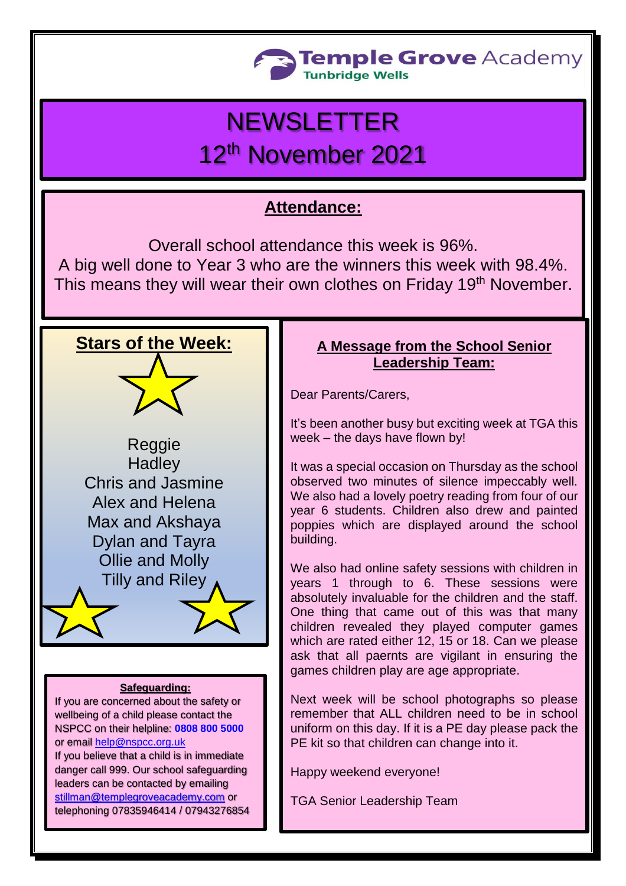Temple Grove Academy
Tunbridge Wells

# NEWSLETTER
# 12th November 2021

## Attendance:

Overall school attendance this week is 96%.
A big well done to Year 3 who are the winners this week with 98.4%.
This means they will wear their own clothes on Friday 19th November.

## Stars of the Week:

Reggie
Hadley
Chris and Jasmine
Alex and Helena
Max and Akshaya
Dylan and Tayra
Ollie and Molly
Tilly and Riley

**Safeguarding:**

If you are concerned about the safety or wellbeing of a child please contact the NSPCC on their helpline: **0808 800 5000** or email help@nspcc.org.uk
If you believe that a child is in immediate danger call 999. Our school safeguarding leaders can be contacted by emailing stillman@templegroveacademy.com or telephoning 07835946414 / 07943276854

## A Message from the School Senior Leadership Team:

Dear Parents/Carers,

It's been another busy but exciting week at TGA this week – the days have flown by!

It was a special occasion on Thursday as the school observed two minutes of silence impeccably well. We also had a lovely poetry reading from four of our year 6 students. Children also drew and painted poppies which are displayed around the school building.

We also had online safety sessions with children in years 1 through to 6. These sessions were absolutely invaluable for the children and the staff. One thing that came out of this was that many children revealed they played computer games which are rated either 12, 15 or 18. Can we please ask that all paernts are vigilant in ensuring the games children play are age appropriate.

Next week will be school photographs so please remember that ALL children need to be in school uniform on this day. If it is a PE day please pack the PE kit so that children can change into it.

Happy weekend everyone!

TGA Senior Leadership Team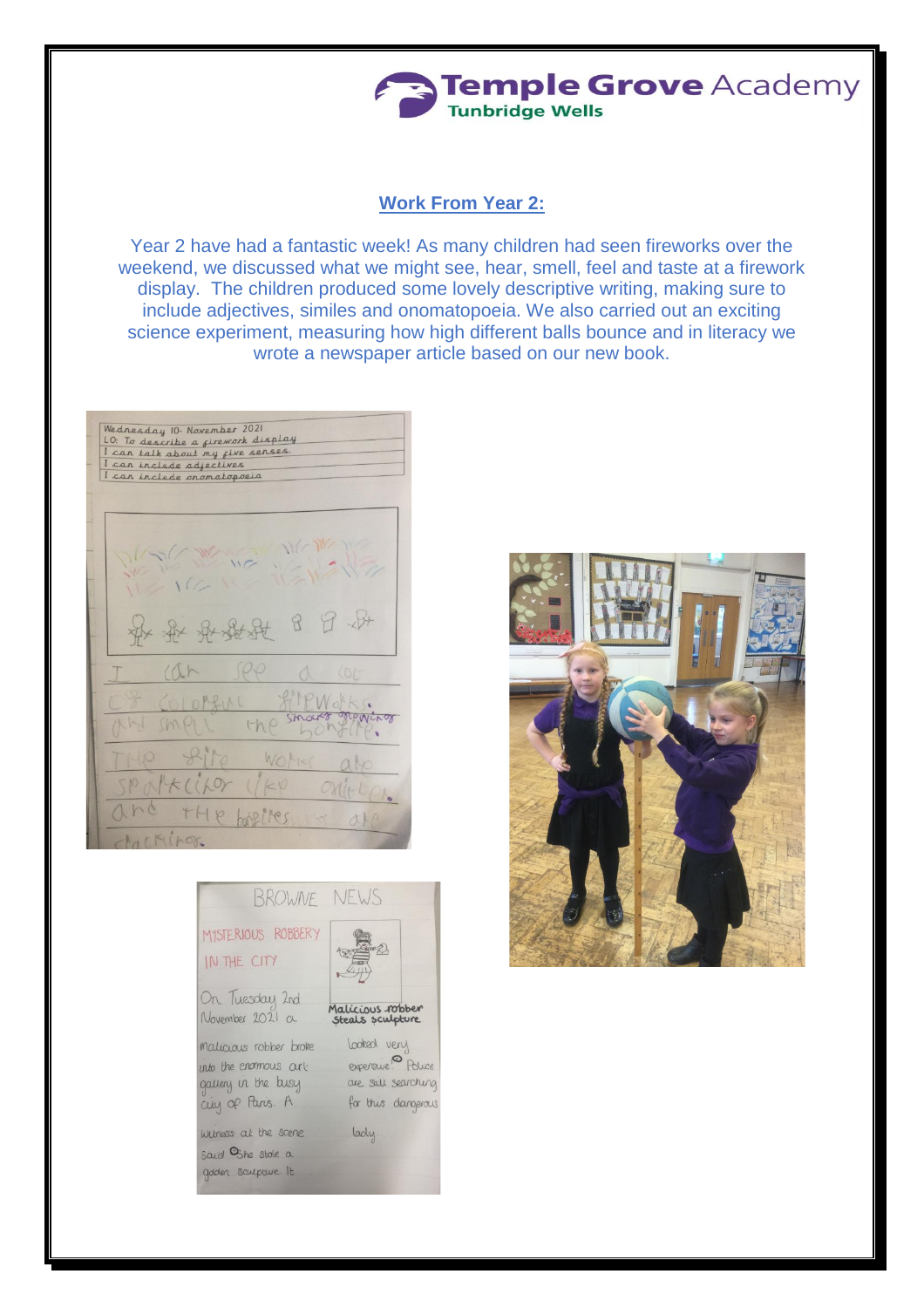## Work From Year 2:

Year 2 have had a fantastic week! As many children had seen fireworks over the weekend, we discussed what we might see, hear, smell, feel and taste at a firework display. The children produced some lovely descriptive writing, making sure to include adjectives, similes and onomatopoeia. We also carried out an exciting science experiment, measuring how high different balls bounce and in literacy we wrote a newspaper article based on our new book.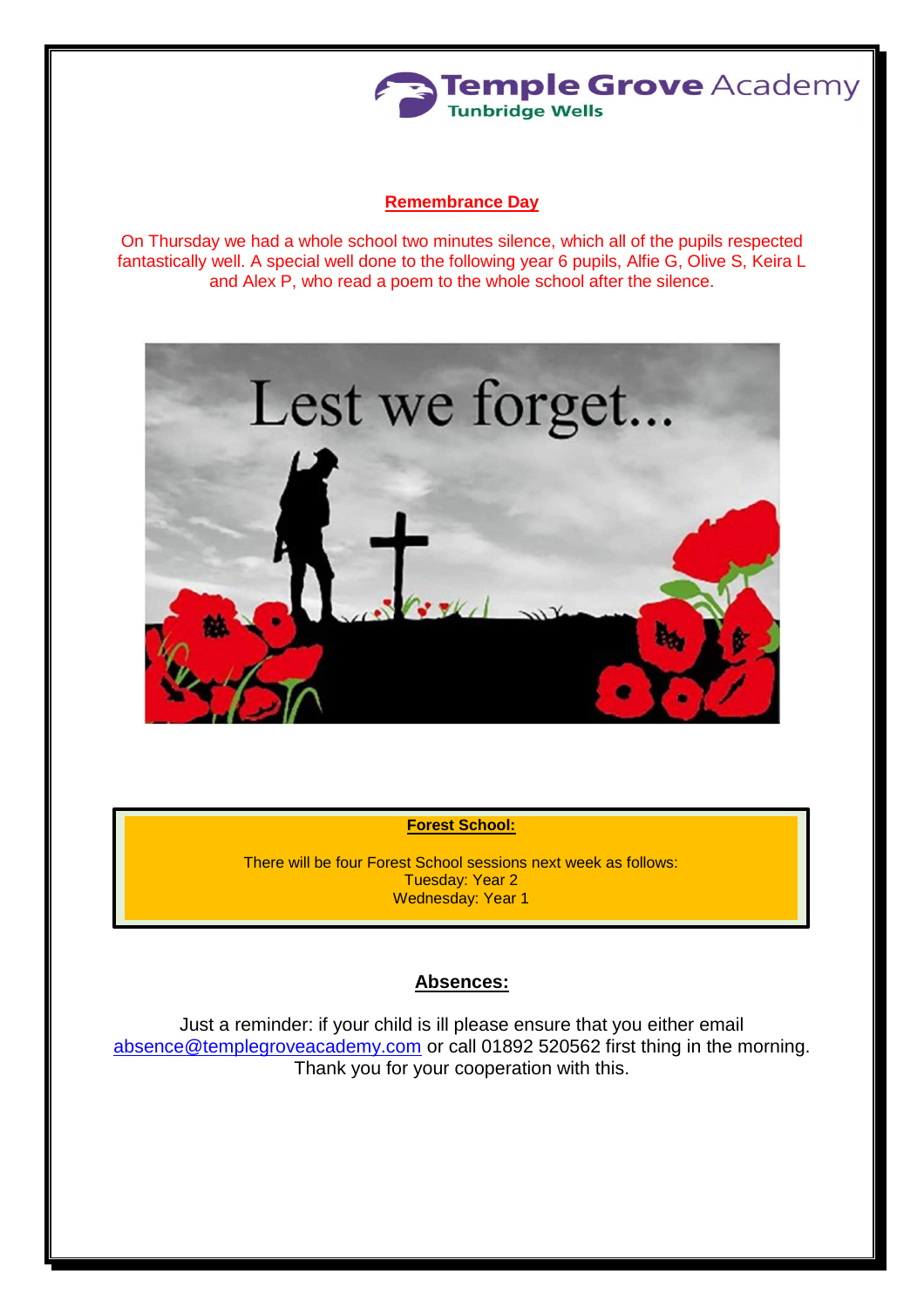Temple Grove Academy
Tunbridge Wells

## Remembrance Day

On Thursday we had a whole school two minutes silence, which all of the pupils respected fantastically well. A special well done to the following year 6 pupils, Alfie G, Olive S, Keira L and Alex P, who read a poem to the whole school after the silence.

Lest we forget...

**Forest School:**

There will be four Forest School sessions next week as follows:
Tuesday: Year 2
Wednesday: Year 1

## Absences:

Just a reminder: if your child is ill please ensure that you either email absence@templegroveacademy.com or call 01892 520562 first thing in the morning. Thank you for your cooperation with this.